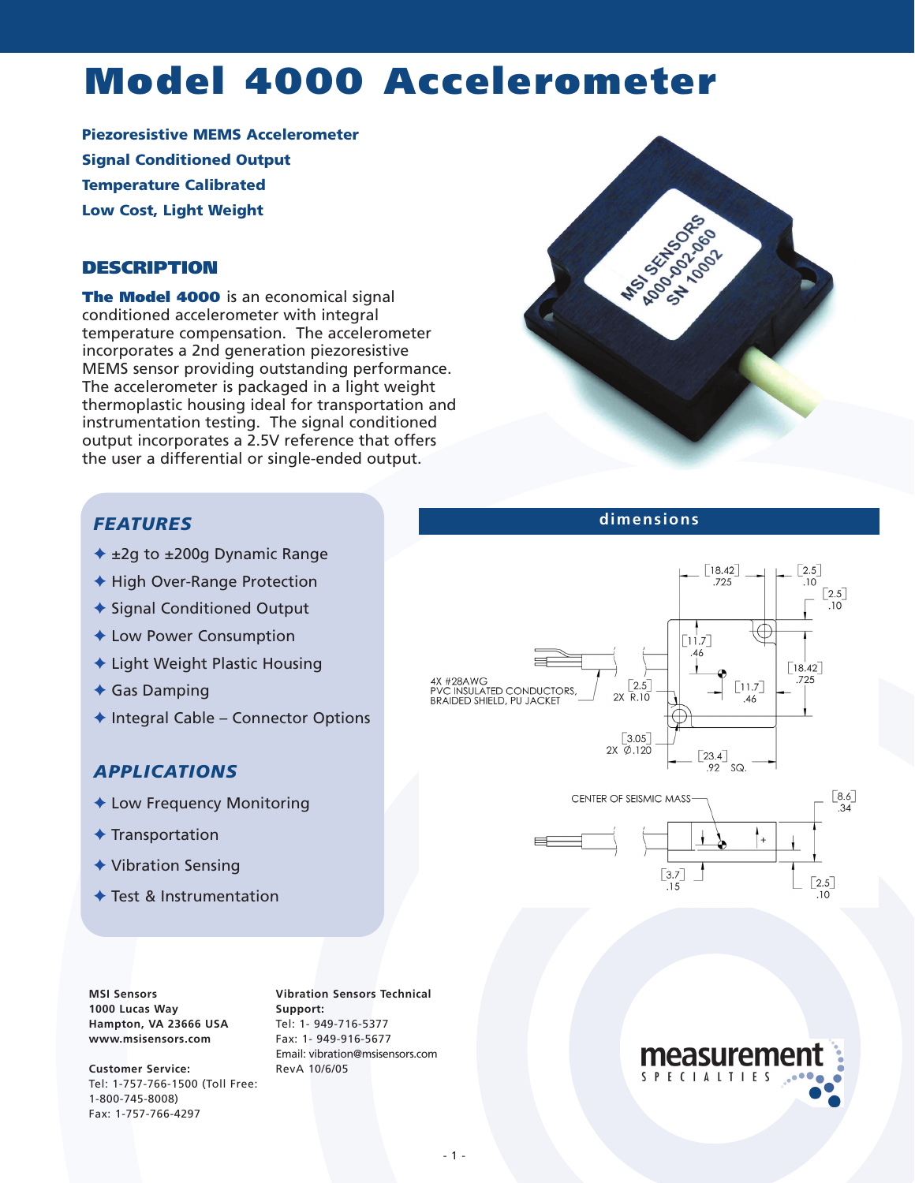# Model 4000 Accelerometer

**Piezoresistive MEMS Accelerometer**
**Signal Conditioned Output**
**Temperature Calibrated**
**Low Cost, Light Weight**

## DESCRIPTION

**The Model 4000** is an economical signal conditioned accelerometer with integral temperature compensation. The accelerometer incorporates a 2nd generation piezoresistive MEMS sensor providing outstanding performance. The accelerometer is packaged in a light weight thermoplastic housing ideal for transportation and instrumentation testing. The signal conditioned output incorporates a 2.5V reference that offers the user a differential or single-ended output.

## FEATURES

- ±2g to ±200g Dynamic Range
- High Over-Range Protection
- Signal Conditioned Output
- Low Power Consumption
- Light Weight Plastic Housing
- Gas Damping
- Integral Cable – Connector Options

## APPLICATIONS

- Low Frequency Monitoring
- Transportation
- Vibration Sensing
- Test & Instrumentation

## dimensions

[18.42] .725, [2.5] .10, [2.5] .10, [11.7] .46, [18.42] .725, [11.7] .46, [2.5] 2X R.10, [3.05] 2X Ø.120, [23.4] .92 SQ.

4X #28AWG PVC INSULATED CONDUCTORS, BRAIDED SHIELD, PU JACKET

CENTER OF SEISMIC MASS, [8.6] .34, [3.7] .15, [2.5] .10

**MSI Sensors**
**1000 Lucas Way**
**Hampton, VA 23666 USA**
**www.msisensors.com**

**Customer Service:**
Tel: 1-757-766-1500 (Toll Free: 1-800-745-8008)
Fax: 1-757-766-4297

**Vibration Sensors Technical Support:**
Tel: 1- 949-716-5377
Fax: 1- 949-916-5677
Email: vibration@msisensors.com
RevA 10/6/05

measurement SPECIALTIES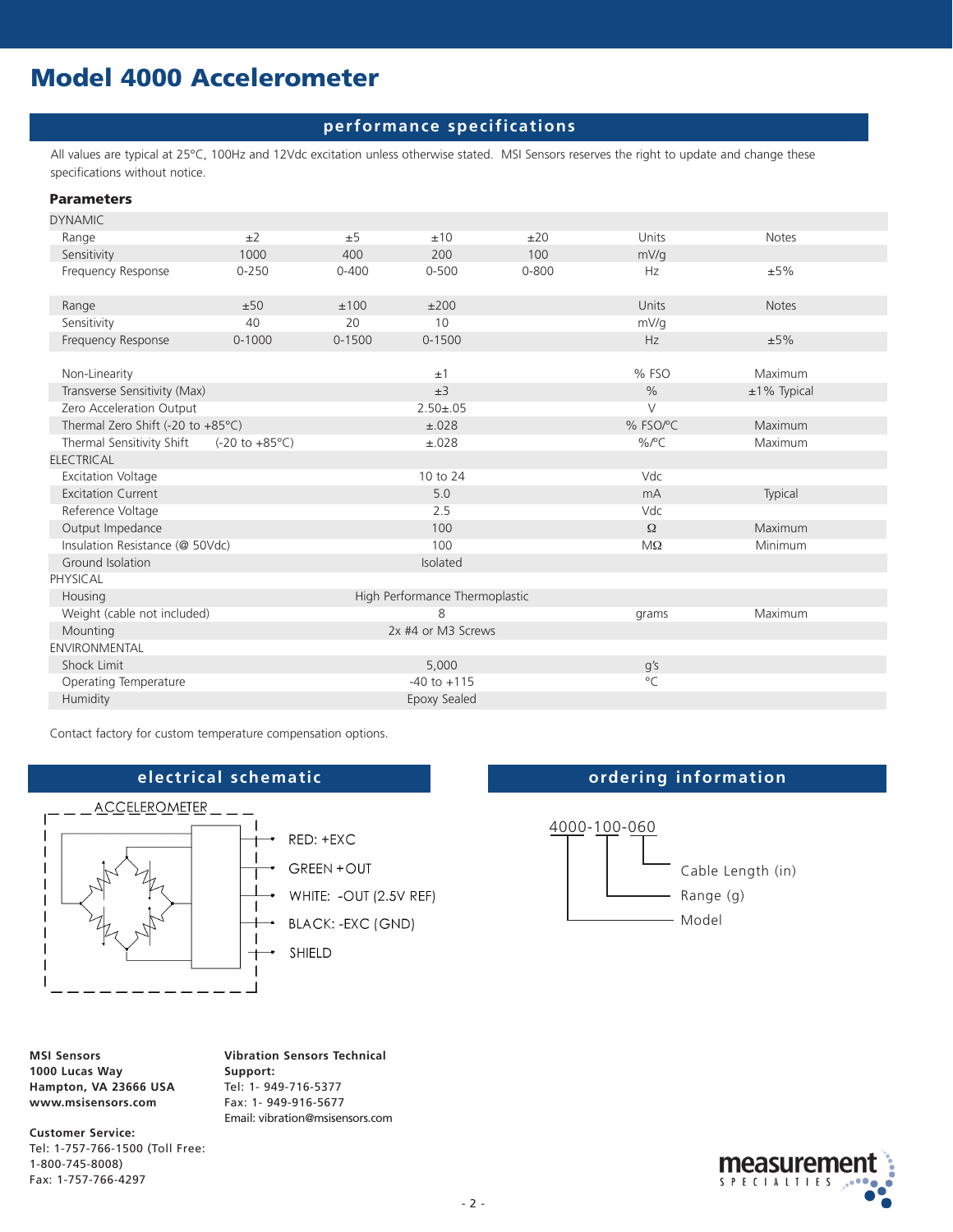# Model 4000 Accelerometer

## performance specifications

All values are typical at 25°C, 100Hz and 12Vdc excitation unless otherwise stated. MSI Sensors reserves the right to update and change these specifications without notice.

**Parameters**

| | | | | | | |
|---|---|---|---|---|---|---|
| DYNAMIC | | | | | | |
| Range | ±2 | ±5 | ±10 | ±20 | Units | Notes |
| Sensitivity | 1000 | 400 | 200 | 100 | mV/g | |
| Frequency Response | 0-250 | 0-400 | 0-500 | 0-800 | Hz | ±5% |
| | | | | | | |
| Range | ±50 | ±100 | ±200 | | Units | Notes |
| Sensitivity | 40 | 20 | 10 | | mV/g | |
| Frequency Response | 0-1000 | 0-1500 | 0-1500 | | Hz | ±5% |
| | | | | | | |
| Non-Linearity | | | ±1 | | % FSO | Maximum |
| Transverse Sensitivity (Max) | | | ±3 | | % | ±1% Typical |
| Zero Acceleration Output | | | 2.50±.05 | | V | |
| Thermal Zero Shift (-20 to +85°C) | | | ±.028 | | % FSO/°C | Maximum |
| Thermal Sensitivity Shift (-20 to +85°C) | | | ±.028 | | %/°C | Maximum |
| ELECTRICAL | | | | | | |
| Excitation Voltage | | | 10 to 24 | | Vdc | |
| Excitation Current | | | 5.0 | | mA | Typical |
| Reference Voltage | | | 2.5 | | Vdc | |
| Output Impedance | | | 100 | | Ω | Maximum |
| Insulation Resistance (@ 50Vdc) | | | 100 | | MΩ | Minimum |
| Ground Isolation | | | Isolated | | | |
| PHYSICAL | | | | | | |
| Housing | | | High Performance Thermoplastic | | | |
| Weight (cable not included) | | | 8 | | grams | Maximum |
| Mounting | | | 2x #4 or M3 Screws | | | |
| ENVIRONMENTAL | | | | | | |
| Shock Limit | | | 5,000 | | g's | |
| Operating Temperature | | | -40 to +115 | | °C | |
| Humidity | | | Epoxy Sealed | | | |

Contact factory for custom temperature compensation options.

## electrical schematic

ACCELEROMETER

- RED: +EXC
- GREEN +OUT
- WHITE: -OUT (2.5V REF)
- BLACK: -EXC (GND)
- SHIELD

## ordering information

4000-100-060

- Cable Length (in)
- Range (g)
- Model

**MSI Sensors**
**1000 Lucas Way**
**Hampton, VA 23666 USA**
**www.msisensors.com**

**Customer Service:**
Tel: 1-757-766-1500 (Toll Free: 1-800-745-8008)
Fax: 1-757-766-4297

**Vibration Sensors Technical Support:**
Tel: 1- 949-716-5377
Fax: 1- 949-916-5677
Email: vibration@msisensors.com

measurement SPECIALTIES